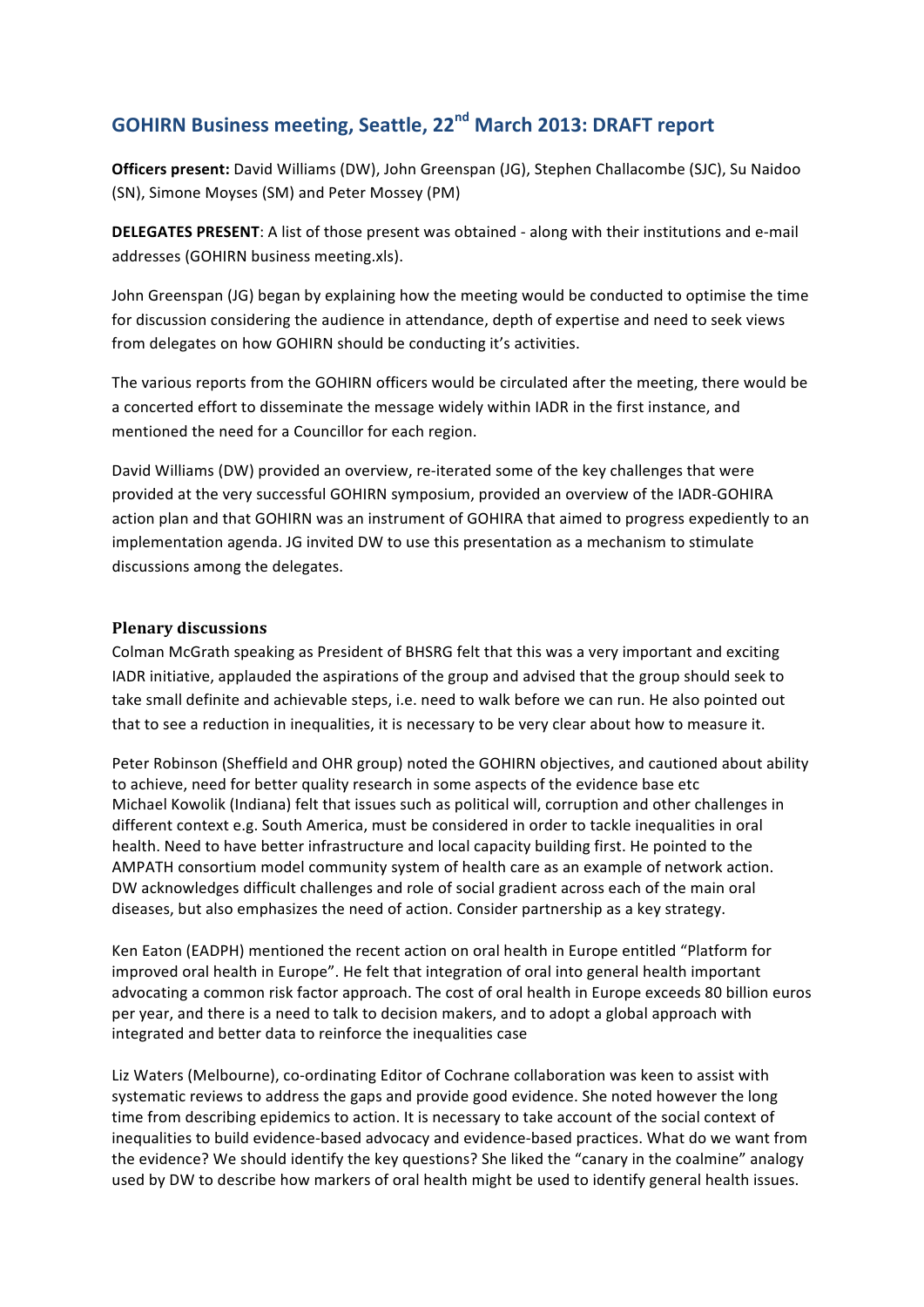# GOHIRN Business meeting, Seattle, 22nd March 2013: DRAFT report

**Officers present:** David Williams (DW), John Greenspan (JG), Stephen Challacombe (SJC), Su Naidoo (SN), Simone Moyses (SM) and Peter Mossey (PM)

**DELEGATES PRESENT**: A list of those present was obtained - along with their institutions and e-mail addresses (GOHIRN business meeting.xls).

John Greenspan (JG) began by explaining how the meeting would be conducted to optimise the time for discussion considering the audience in attendance, depth of expertise and need to seek views from delegates on how GOHIRN should be conducting it's activities.

The various reports from the GOHIRN officers would be circulated after the meeting, there would be a concerted effort to disseminate the message widely within IADR in the first instance, and mentioned the need for a Councillor for each region.

David Williams (DW) provided an overview, re-iterated some of the key challenges that were provided at the very successful GOHIRN symposium, provided an overview of the IADR-GOHIRA action plan and that GOHIRN was an instrument of GOHIRA that aimed to progress expediently to an implementation agenda. JG invited DW to use this presentation as a mechanism to stimulate discussions among the delegates.

## Plenary discussions

Colman McGrath speaking as President of BHSRG felt that this was a very important and exciting IADR initiative, applauded the aspirations of the group and advised that the group should seek to take small definite and achievable steps, i.e. need to walk before we can run. He also pointed out that to see a reduction in inequalities, it is necessary to be very clear about how to measure it.

Peter Robinson (Sheffield and OHR group) noted the GOHIRN objectives, and cautioned about ability to achieve, need for better quality research in some aspects of the evidence base etc
Michael Kowolik (Indiana) felt that issues such as political will, corruption and other challenges in different context e.g. South America, must be considered in order to tackle inequalities in oral health. Need to have better infrastructure and local capacity building first. He pointed to the AMPATH consortium model community system of health care as an example of network action.
DW acknowledges difficult challenges and role of social gradient across each of the main oral diseases, but also emphasizes the need of action. Consider partnership as a key strategy.

Ken Eaton (EADPH) mentioned the recent action on oral health in Europe entitled "Platform for improved oral health in Europe". He felt that integration of oral into general health important advocating a common risk factor approach. The cost of oral health in Europe exceeds 80 billion euros per year, and there is a need to talk to decision makers, and to adopt a global approach with integrated and better data to reinforce the inequalities case

Liz Waters (Melbourne), co-ordinating Editor of Cochrane collaboration was keen to assist with systematic reviews to address the gaps and provide good evidence. She noted however the long time from describing epidemics to action. It is necessary to take account of the social context of inequalities to build evidence-based advocacy and evidence-based practices. What do we want from the evidence? We should identify the key questions? She liked the "canary in the coalmine" analogy used by DW to describe how markers of oral health might be used to identify general health issues.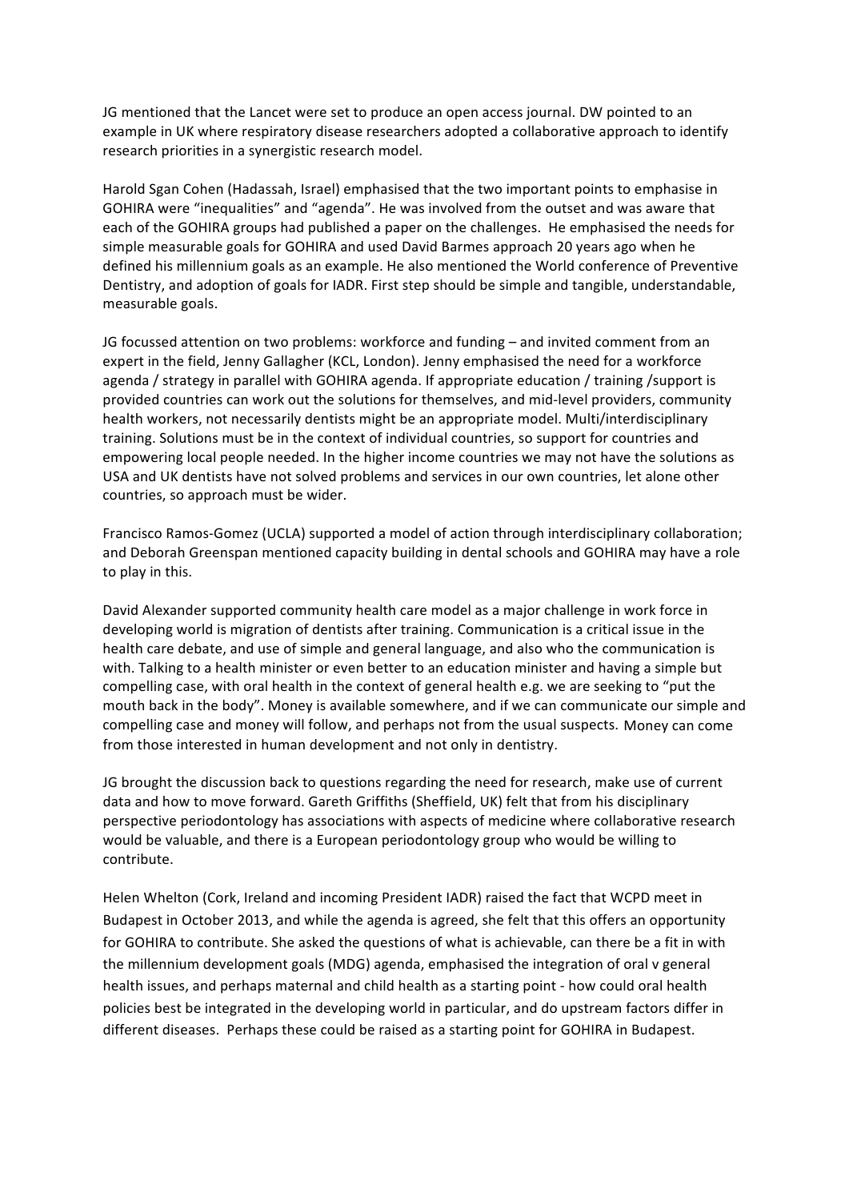JG mentioned that the Lancet were set to produce an open access journal. DW pointed to an example in UK where respiratory disease researchers adopted a collaborative approach to identify research priorities in a synergistic research model.

Harold Sgan Cohen (Hadassah, Israel) emphasised that the two important points to emphasise in GOHIRA were "inequalities" and "agenda". He was involved from the outset and was aware that each of the GOHIRA groups had published a paper on the challenges. He emphasised the needs for simple measurable goals for GOHIRA and used David Barmes approach 20 years ago when he defined his millennium goals as an example. He also mentioned the World conference of Preventive Dentistry, and adoption of goals for IADR. First step should be simple and tangible, understandable, measurable goals.

JG focussed attention on two problems: workforce and funding – and invited comment from an expert in the field, Jenny Gallagher (KCL, London). Jenny emphasised the need for a workforce agenda / strategy in parallel with GOHIRA agenda. If appropriate education / training /support is provided countries can work out the solutions for themselves, and mid-level providers, community health workers, not necessarily dentists might be an appropriate model. Multi/interdisciplinary training. Solutions must be in the context of individual countries, so support for countries and empowering local people needed. In the higher income countries we may not have the solutions as USA and UK dentists have not solved problems and services in our own countries, let alone other countries, so approach must be wider.

Francisco Ramos-Gomez (UCLA) supported a model of action through interdisciplinary collaboration; and Deborah Greenspan mentioned capacity building in dental schools and GOHIRA may have a role to play in this.

David Alexander supported community health care model as a major challenge in work force in developing world is migration of dentists after training. Communication is a critical issue in the health care debate, and use of simple and general language, and also who the communication is with. Talking to a health minister or even better to an education minister and having a simple but compelling case, with oral health in the context of general health e.g. we are seeking to "put the mouth back in the body". Money is available somewhere, and if we can communicate our simple and compelling case and money will follow, and perhaps not from the usual suspects. Money can come from those interested in human development and not only in dentistry.

JG brought the discussion back to questions regarding the need for research, make use of current data and how to move forward. Gareth Griffiths (Sheffield, UK) felt that from his disciplinary perspective periodontology has associations with aspects of medicine where collaborative research would be valuable, and there is a European periodontology group who would be willing to contribute.

Helen Whelton (Cork, Ireland and incoming President IADR) raised the fact that WCPD meet in Budapest in October 2013, and while the agenda is agreed, she felt that this offers an opportunity for GOHIRA to contribute. She asked the questions of what is achievable, can there be a fit in with the millennium development goals (MDG) agenda, emphasised the integration of oral v general health issues, and perhaps maternal and child health as a starting point - how could oral health policies best be integrated in the developing world in particular, and do upstream factors differ in different diseases. Perhaps these could be raised as a starting point for GOHIRA in Budapest.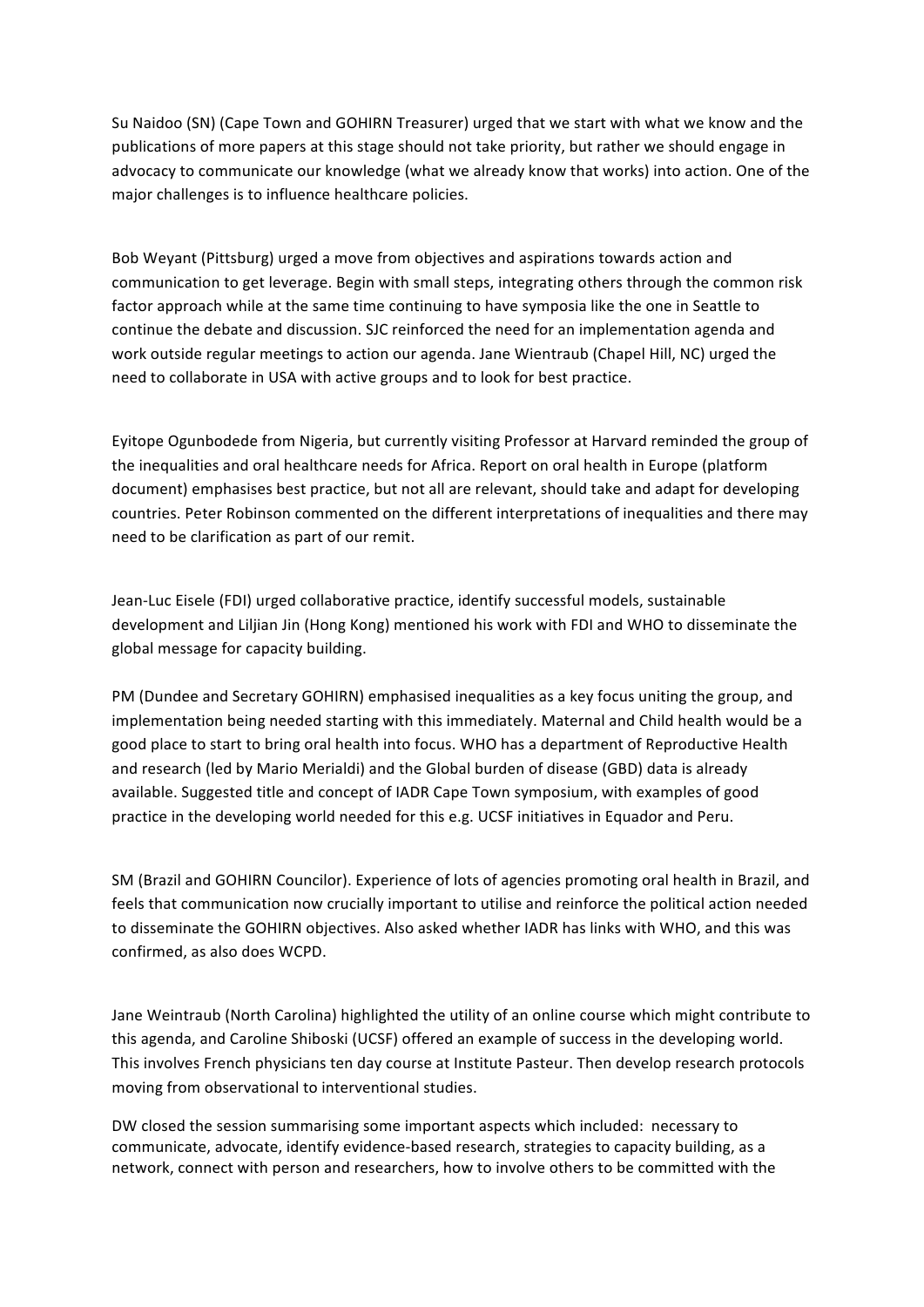Su Naidoo (SN) (Cape Town and GOHIRN Treasurer) urged that we start with what we know and the publications of more papers at this stage should not take priority, but rather we should engage in advocacy to communicate our knowledge (what we already know that works) into action. One of the major challenges is to influence healthcare policies.

Bob Weyant (Pittsburg) urged a move from objectives and aspirations towards action and communication to get leverage. Begin with small steps, integrating others through the common risk factor approach while at the same time continuing to have symposia like the one in Seattle to continue the debate and discussion. SJC reinforced the need for an implementation agenda and work outside regular meetings to action our agenda. Jane Wientraub (Chapel Hill, NC) urged the need to collaborate in USA with active groups and to look for best practice.

Eyitope Ogunbodede from Nigeria, but currently visiting Professor at Harvard reminded the group of the inequalities and oral healthcare needs for Africa. Report on oral health in Europe (platform document) emphasises best practice, but not all are relevant, should take and adapt for developing countries. Peter Robinson commented on the different interpretations of inequalities and there may need to be clarification as part of our remit.

Jean-Luc Eisele (FDI) urged collaborative practice, identify successful models, sustainable development and Liljian Jin (Hong Kong) mentioned his work with FDI and WHO to disseminate the global message for capacity building.

PM (Dundee and Secretary GOHIRN) emphasised inequalities as a key focus uniting the group, and implementation being needed starting with this immediately. Maternal and Child health would be a good place to start to bring oral health into focus. WHO has a department of Reproductive Health and research (led by Mario Merialdi) and the Global burden of disease (GBD) data is already available. Suggested title and concept of IADR Cape Town symposium, with examples of good practice in the developing world needed for this e.g. UCSF initiatives in Equador and Peru.

SM (Brazil and GOHIRN Councilor). Experience of lots of agencies promoting oral health in Brazil, and feels that communication now crucially important to utilise and reinforce the political action needed to disseminate the GOHIRN objectives. Also asked whether IADR has links with WHO, and this was confirmed, as also does WCPD.

Jane Weintraub (North Carolina) highlighted the utility of an online course which might contribute to this agenda, and Caroline Shiboski (UCSF) offered an example of success in the developing world. This involves French physicians ten day course at Institute Pasteur. Then develop research protocols moving from observational to interventional studies.

DW closed the session summarising some important aspects which included: necessary to communicate, advocate, identify evidence-based research, strategies to capacity building, as a network, connect with person and researchers, how to involve others to be committed with the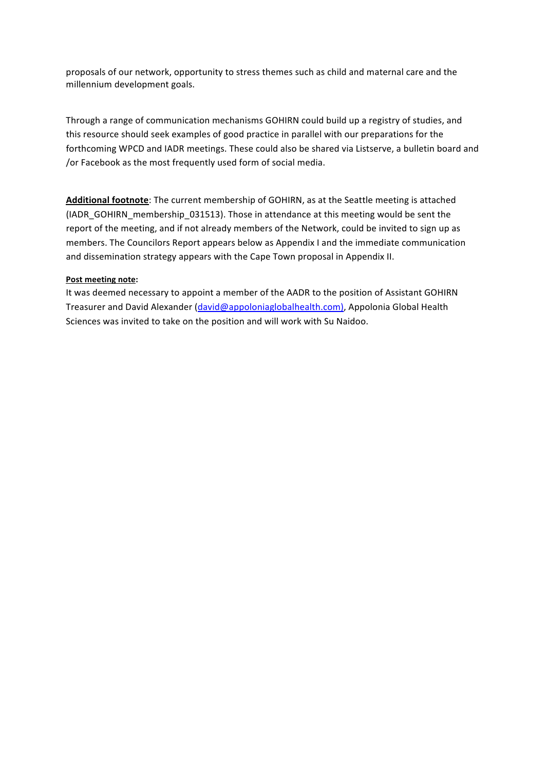proposals of our network, opportunity to stress themes such as child and maternal care and the millennium development goals.

Through a range of communication mechanisms GOHIRN could build up a registry of studies, and this resource should seek examples of good practice in parallel with our preparations for the forthcoming WPCD and IADR meetings. These could also be shared via Listserve, a bulletin board and /or Facebook as the most frequently used form of social media.

**Additional footnote**: The current membership of GOHIRN, as at the Seattle meeting is attached (IADR_GOHIRN_membership_031513). Those in attendance at this meeting would be sent the report of the meeting, and if not already members of the Network, could be invited to sign up as members. The Councilors Report appears below as Appendix I and the immediate communication and dissemination strategy appears with the Cape Town proposal in Appendix II.

**Post meeting note:**

It was deemed necessary to appoint a member of the AADR to the position of Assistant GOHIRN Treasurer and David Alexander (david@appoloniaglobalhealth.com), Appolonia Global Health Sciences was invited to take on the position and will work with Su Naidoo.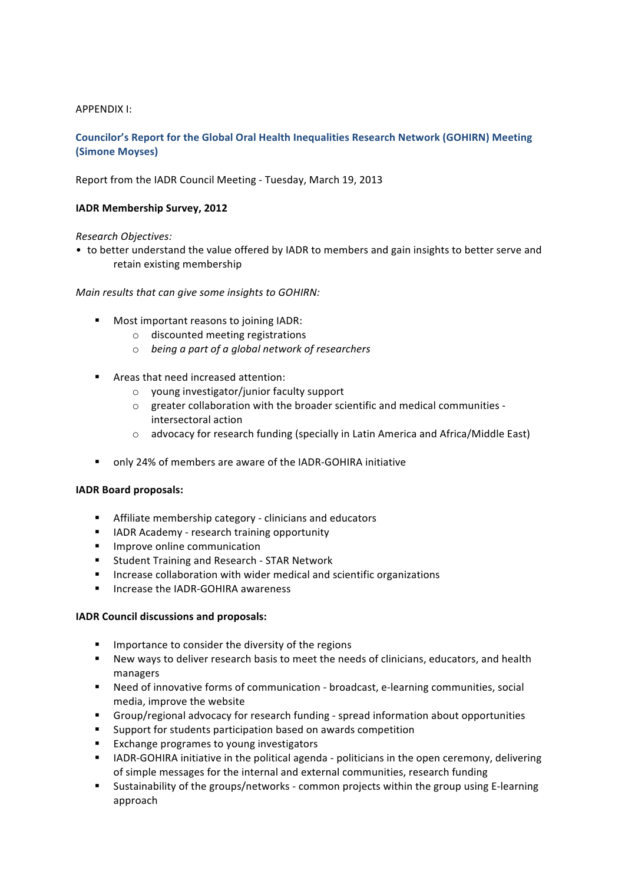APPENDIX I:

## Councilor's Report for the Global Oral Health Inequalities Research Network (GOHIRN) Meeting (Simone Moyses)

Report from the IADR Council Meeting - Tuesday, March 19, 2013

**IADR Membership Survey, 2012**

*Research Objectives:*

- to better understand the value offered by IADR to members and gain insights to better serve and retain existing membership

*Main results that can give some insights to GOHIRN:*

- Most important reasons to joining IADR:
  - discounted meeting registrations
  - *being a part of a global network of researchers*
- Areas that need increased attention:
  - young investigator/junior faculty support
  - greater collaboration with the broader scientific and medical communities - intersectoral action
  - advocacy for research funding (specially in Latin America and Africa/Middle East)
- only 24% of members are aware of the IADR-GOHIRA initiative

**IADR Board proposals:**

- Affiliate membership category - clinicians and educators
- IADR Academy - research training opportunity
- Improve online communication
- Student Training and Research - STAR Network
- Increase collaboration with wider medical and scientific organizations
- Increase the IADR-GOHIRA awareness

**IADR Council discussions and proposals:**

- Importance to consider the diversity of the regions
- New ways to deliver research basis to meet the needs of clinicians, educators, and health managers
- Need of innovative forms of communication - broadcast, e-learning communities, social media, improve the website
- Group/regional advocacy for research funding - spread information about opportunities
- Support for students participation based on awards competition
- Exchange programes to young investigators
- IADR-GOHIRA initiative in the political agenda - politicians in the open ceremony, delivering of simple messages for the internal and external communities, research funding
- Sustainability of the groups/networks - common projects within the group using E-learning approach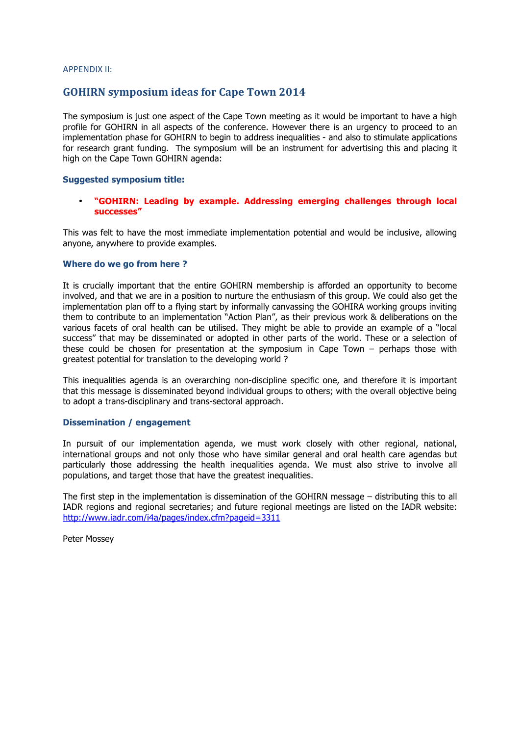APPENDIX II:

## GOHIRN symposium ideas for Cape Town 2014

The symposium is just one aspect of the Cape Town meeting as it would be important to have a high profile for GOHIRN in all aspects of the conference. However there is an urgency to proceed to an implementation phase for GOHIRN to begin to address inequalities - and also to stimulate applications for research grant funding. The symposium will be an instrument for advertising this and placing it high on the Cape Town GOHIRN agenda:

### Suggested symposium title:

- **"GOHIRN: Leading by example. Addressing emerging challenges through local successes"**

This was felt to have the most immediate implementation potential and would be inclusive, allowing anyone, anywhere to provide examples.

### Where do we go from here ?

It is crucially important that the entire GOHIRN membership is afforded an opportunity to become involved, and that we are in a position to nurture the enthusiasm of this group. We could also get the implementation plan off to a flying start by informally canvassing the GOHIRA working groups inviting them to contribute to an implementation "Action Plan", as their previous work & deliberations on the various facets of oral health can be utilised. They might be able to provide an example of a "local success" that may be disseminated or adopted in other parts of the world. These or a selection of these could be chosen for presentation at the symposium in Cape Town – perhaps those with greatest potential for translation to the developing world ?

This inequalities agenda is an overarching non-discipline specific one, and therefore it is important that this message is disseminated beyond individual groups to others; with the overall objective being to adopt a trans-disciplinary and trans-sectoral approach.

### Dissemination / engagement

In pursuit of our implementation agenda, we must work closely with other regional, national, international groups and not only those who have similar general and oral health care agendas but particularly those addressing the health inequalities agenda. We must also strive to involve all populations, and target those that have the greatest inequalities.

The first step in the implementation is dissemination of the GOHIRN message – distributing this to all IADR regions and regional secretaries; and future regional meetings are listed on the IADR website: http://www.iadr.com/i4a/pages/index.cfm?pageid=3311

Peter Mossey